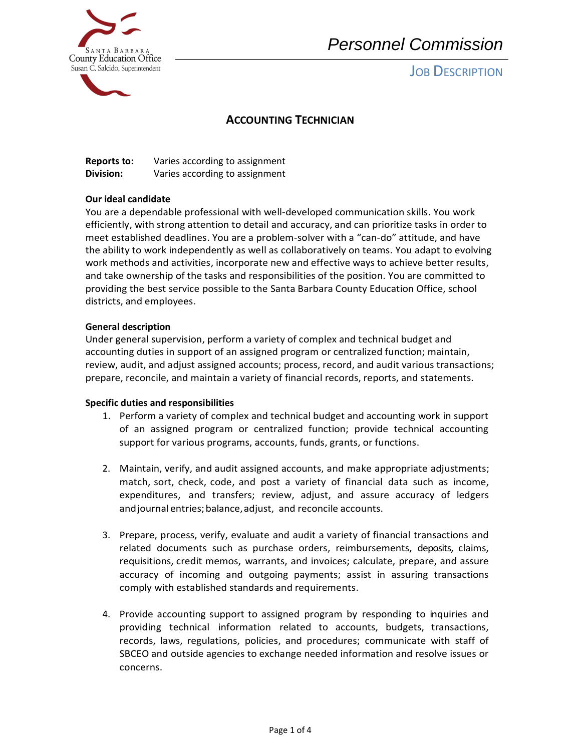Personnel Commission

JOB DESCRIPTION

# ACCOUNTING TECHNICIAN

**Reports to:** Varies according to assignment
**Division:** Varies according to assignment

**Our ideal candidate**

You are a dependable professional with well-developed communication skills. You work efficiently, with strong attention to detail and accuracy, and can prioritize tasks in order to meet established deadlines. You are a problem-solver with a “can-do” attitude, and have the ability to work independently as well as collaboratively on teams. You adapt to evolving work methods and activities, incorporate new and effective ways to achieve better results, and take ownership of the tasks and responsibilities of the position. You are committed to providing the best service possible to the Santa Barbara County Education Office, school districts, and employees.

**General description**

Under general supervision, perform a variety of complex and technical budget and accounting duties in support of an assigned program or centralized function; maintain, review, audit, and adjust assigned accounts; process, record, and audit various transactions; prepare, reconcile, and maintain a variety of financial records, reports, and statements.

**Specific duties and responsibilities**

1. Perform a variety of complex and technical budget and accounting work in support of an assigned program or centralized function; provide technical accounting support for various programs, accounts, funds, grants, or functions.

2. Maintain, verify, and audit assigned accounts, and make appropriate adjustments; match, sort, check, code, and post a variety of financial data such as income, expenditures, and transfers; review, adjust, and assure accuracy of ledgers and journal entries; balance, adjust, and reconcile accounts.

3. Prepare, process, verify, evaluate and audit a variety of financial transactions and related documents such as purchase orders, reimbursements, deposits, claims, requisitions, credit memos, warrants, and invoices; calculate, prepare, and assure accuracy of incoming and outgoing payments; assist in assuring transactions comply with established standards and requirements.

4. Provide accounting support to assigned program by responding to inquiries and providing technical information related to accounts, budgets, transactions, records, laws, regulations, policies, and procedures; communicate with staff of SBCEO and outside agencies to exchange needed information and resolve issues or concerns.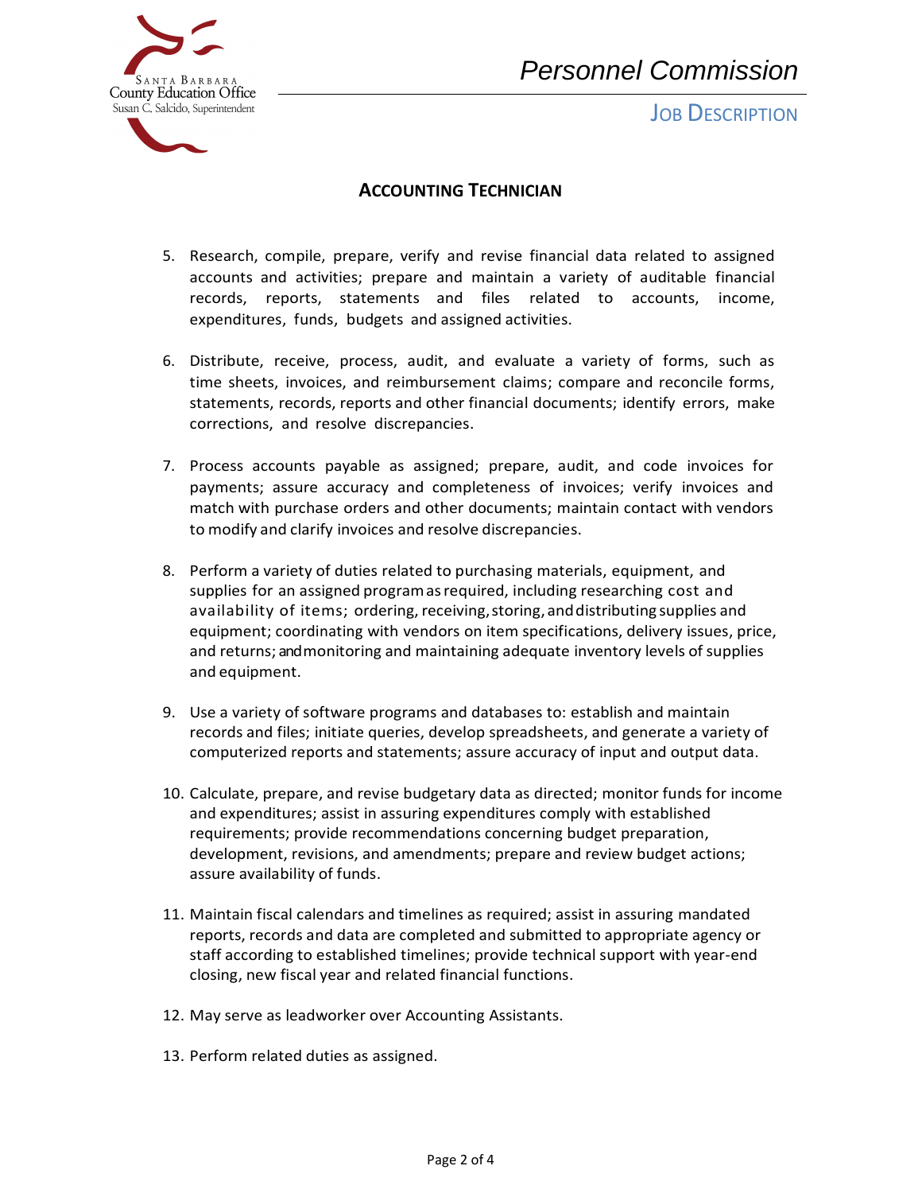## ACCOUNTING TECHNICIAN

5. Research, compile, prepare, verify and revise financial data related to assigned accounts and activities; prepare and maintain a variety of auditable financial records, reports, statements and files related to accounts, income, expenditures, funds, budgets and assigned activities.

6. Distribute, receive, process, audit, and evaluate a variety of forms, such as time sheets, invoices, and reimbursement claims; compare and reconcile forms, statements, records, reports and other financial documents; identify errors, make corrections, and resolve discrepancies.

7. Process accounts payable as assigned; prepare, audit, and code invoices for payments; assure accuracy and completeness of invoices; verify invoices and match with purchase orders and other documents; maintain contact with vendors to modify and clarify invoices and resolve discrepancies.

8. Perform a variety of duties related to purchasing materials, equipment, and supplies for an assigned program as required, including researching cost and availability of items; ordering, receiving, storing, and distributing supplies and equipment; coordinating with vendors on item specifications, delivery issues, price, and returns; and monitoring and maintaining adequate inventory levels of supplies and equipment.

9. Use a variety of software programs and databases to: establish and maintain records and files; initiate queries, develop spreadsheets, and generate a variety of computerized reports and statements; assure accuracy of input and output data.

10. Calculate, prepare, and revise budgetary data as directed; monitor funds for income and expenditures; assist in assuring expenditures comply with established requirements; provide recommendations concerning budget preparation, development, revisions, and amendments; prepare and review budget actions; assure availability of funds.

11. Maintain fiscal calendars and timelines as required; assist in assuring mandated reports, records and data are completed and submitted to appropriate agency or staff according to established timelines; provide technical support with year-end closing, new fiscal year and related financial functions.

12. May serve as leadworker over Accounting Assistants.

13. Perform related duties as assigned.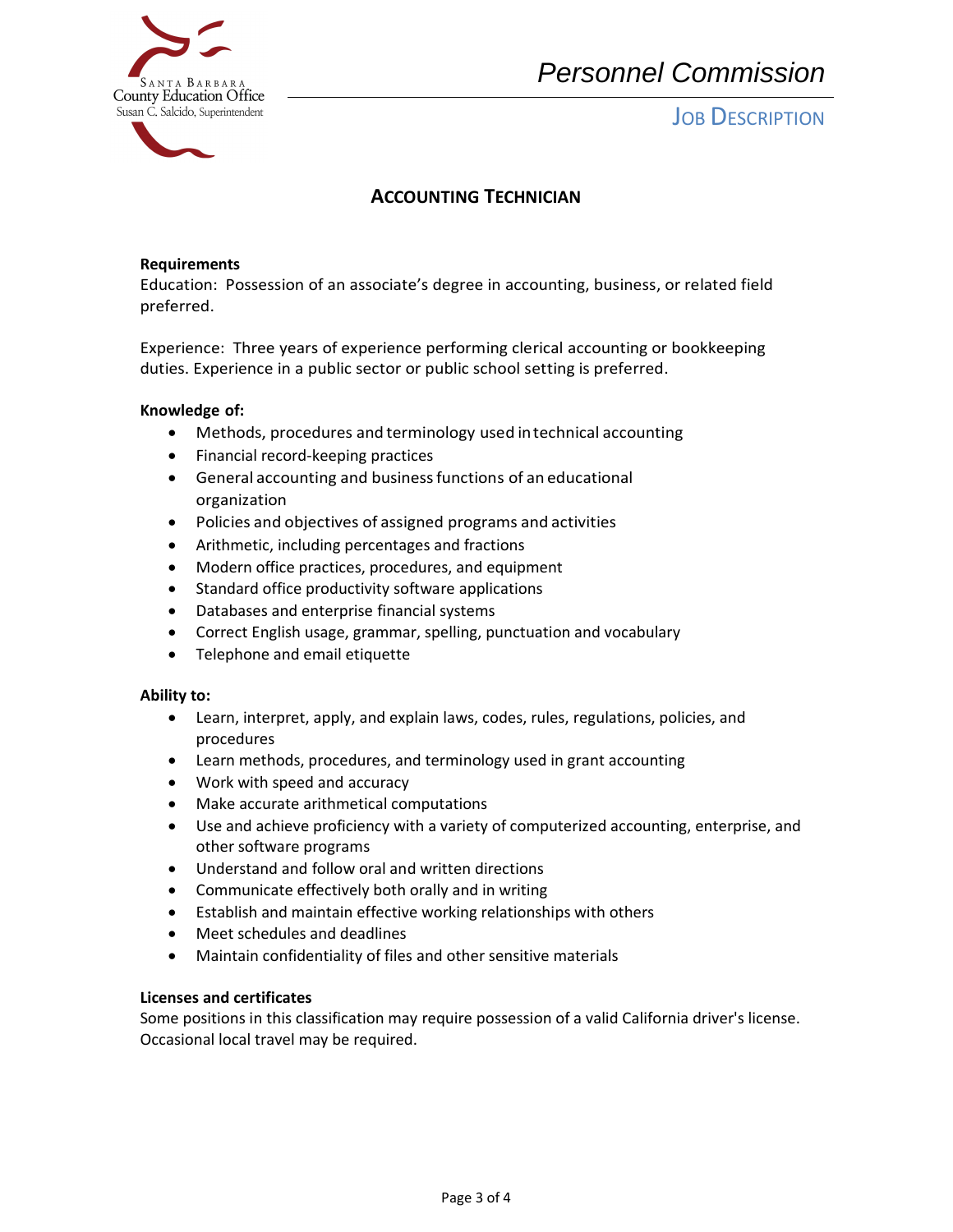# ACCOUNTING TECHNICIAN

**Requirements**

Education: Possession of an associate's degree in accounting, business, or related field preferred.

Experience: Three years of experience performing clerical accounting or bookkeeping duties. Experience in a public sector or public school setting is preferred.

**Knowledge of:**

- Methods, procedures and terminology used in technical accounting
- Financial record-keeping practices
- General accounting and business functions of an educational organization
- Policies and objectives of assigned programs and activities
- Arithmetic, including percentages and fractions
- Modern office practices, procedures, and equipment
- Standard office productivity software applications
- Databases and enterprise financial systems
- Correct English usage, grammar, spelling, punctuation and vocabulary
- Telephone and email etiquette

**Ability to:**

- Learn, interpret, apply, and explain laws, codes, rules, regulations, policies, and procedures
- Learn methods, procedures, and terminology used in grant accounting
- Work with speed and accuracy
- Make accurate arithmetical computations
- Use and achieve proficiency with a variety of computerized accounting, enterprise, and other software programs
- Understand and follow oral and written directions
- Communicate effectively both orally and in writing
- Establish and maintain effective working relationships with others
- Meet schedules and deadlines
- Maintain confidentiality of files and other sensitive materials

**Licenses and certificates**

Some positions in this classification may require possession of a valid California driver's license. Occasional local travel may be required.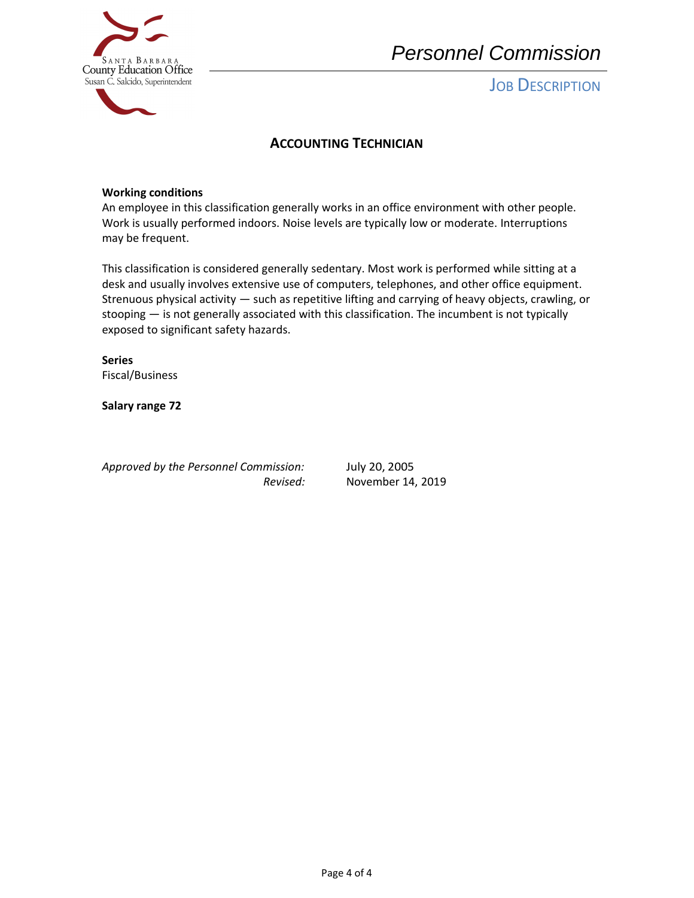## ACCOUNTING TECHNICIAN

**Working conditions**
An employee in this classification generally works in an office environment with other people. Work is usually performed indoors. Noise levels are typically low or moderate. Interruptions may be frequent.

This classification is considered generally sedentary. Most work is performed while sitting at a desk and usually involves extensive use of computers, telephones, and other office equipment. Strenuous physical activity — such as repetitive lifting and carrying of heavy objects, crawling, or stooping — is not generally associated with this classification. The incumbent is not typically exposed to significant safety hazards.

**Series**
Fiscal/Business

**Salary range 72**

*Approved by the Personnel Commission:* July 20, 2005
*Revised:* November 14, 2019